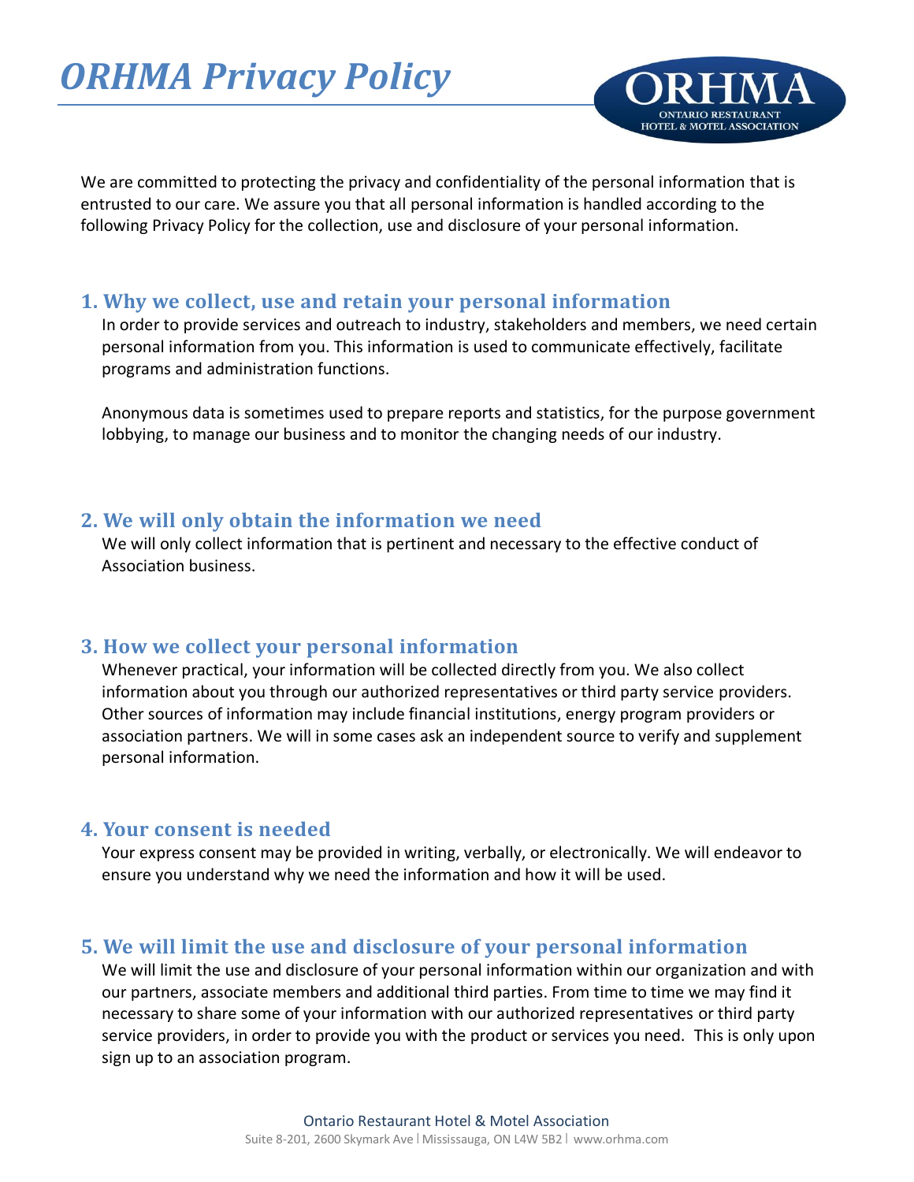# *ORHMA Privacy Policy*

We are committed to protecting the privacy and confidentiality of the personal information that is entrusted to our care. We assure you that all personal information is handled according to the following Privacy Policy for the collection, use and disclosure of your personal information.

## 1. Why we collect, use and retain your personal information

In order to provide services and outreach to industry, stakeholders and members, we need certain personal information from you. This information is used to communicate effectively, facilitate programs and administration functions.

Anonymous data is sometimes used to prepare reports and statistics, for the purpose government lobbying, to manage our business and to monitor the changing needs of our industry.

## 2. We will only obtain the information we need

We will only collect information that is pertinent and necessary to the effective conduct of Association business.

## 3. How we collect your personal information

Whenever practical, your information will be collected directly from you. We also collect information about you through our authorized representatives or third party service providers. Other sources of information may include financial institutions, energy program providers or association partners. We will in some cases ask an independent source to verify and supplement personal information.

## 4. Your consent is needed

Your express consent may be provided in writing, verbally, or electronically. We will endeavor to ensure you understand why we need the information and how it will be used.

## 5. We will limit the use and disclosure of your personal information

We will limit the use and disclosure of your personal information within our organization and with our partners, associate members and additional third parties. From time to time we may find it necessary to share some of your information with our authorized representatives or third party service providers, in order to provide you with the product or services you need. This is only upon sign up to an association program.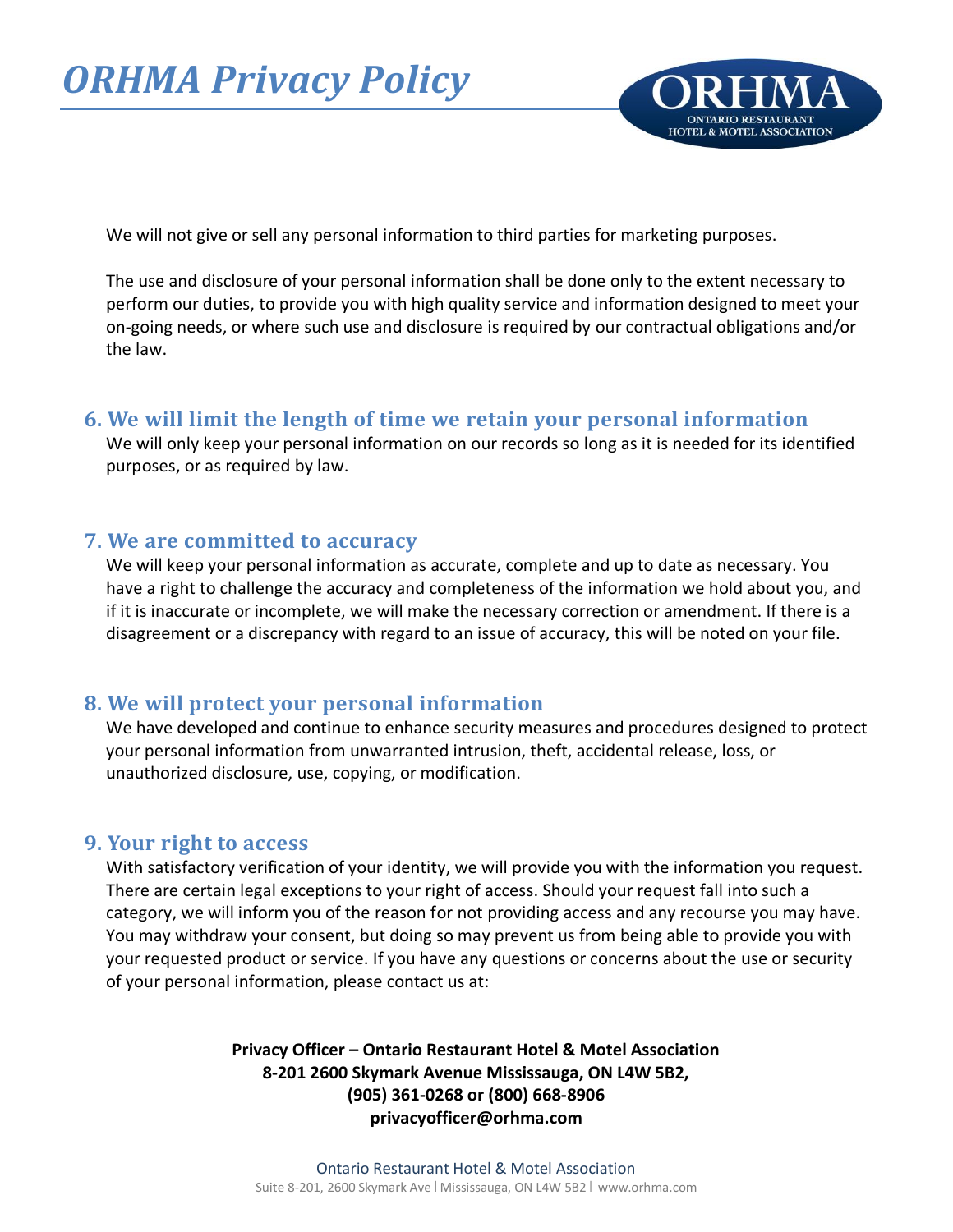We will not give or sell any personal information to third parties for marketing purposes.

The use and disclosure of your personal information shall be done only to the extent necessary to perform our duties, to provide you with high quality service and information designed to meet your on-going needs, or where such use and disclosure is required by our contractual obligations and/or the law.

## 6. We will limit the length of time we retain your personal information

We will only keep your personal information on our records so long as it is needed for its identified purposes, or as required by law.

## 7. We are committed to accuracy

We will keep your personal information as accurate, complete and up to date as necessary. You have a right to challenge the accuracy and completeness of the information we hold about you, and if it is inaccurate or incomplete, we will make the necessary correction or amendment. If there is a disagreement or a discrepancy with regard to an issue of accuracy, this will be noted on your file.

## 8. We will protect your personal information

We have developed and continue to enhance security measures and procedures designed to protect your personal information from unwarranted intrusion, theft, accidental release, loss, or unauthorized disclosure, use, copying, or modification.

## 9. Your right to access

With satisfactory verification of your identity, we will provide you with the information you request. There are certain legal exceptions to your right of access. Should your request fall into such a category, we will inform you of the reason for not providing access and any recourse you may have. You may withdraw your consent, but doing so may prevent us from being able to provide you with your requested product or service. If you have any questions or concerns about the use or security of your personal information, please contact us at:

**Privacy Officer – Ontario Restaurant Hotel & Motel Association**
**8-201 2600 Skymark Avenue Mississauga, ON L4W 5B2,**
**(905) 361-0268 or (800) 668-8906**
**privacyofficer@orhma.com**